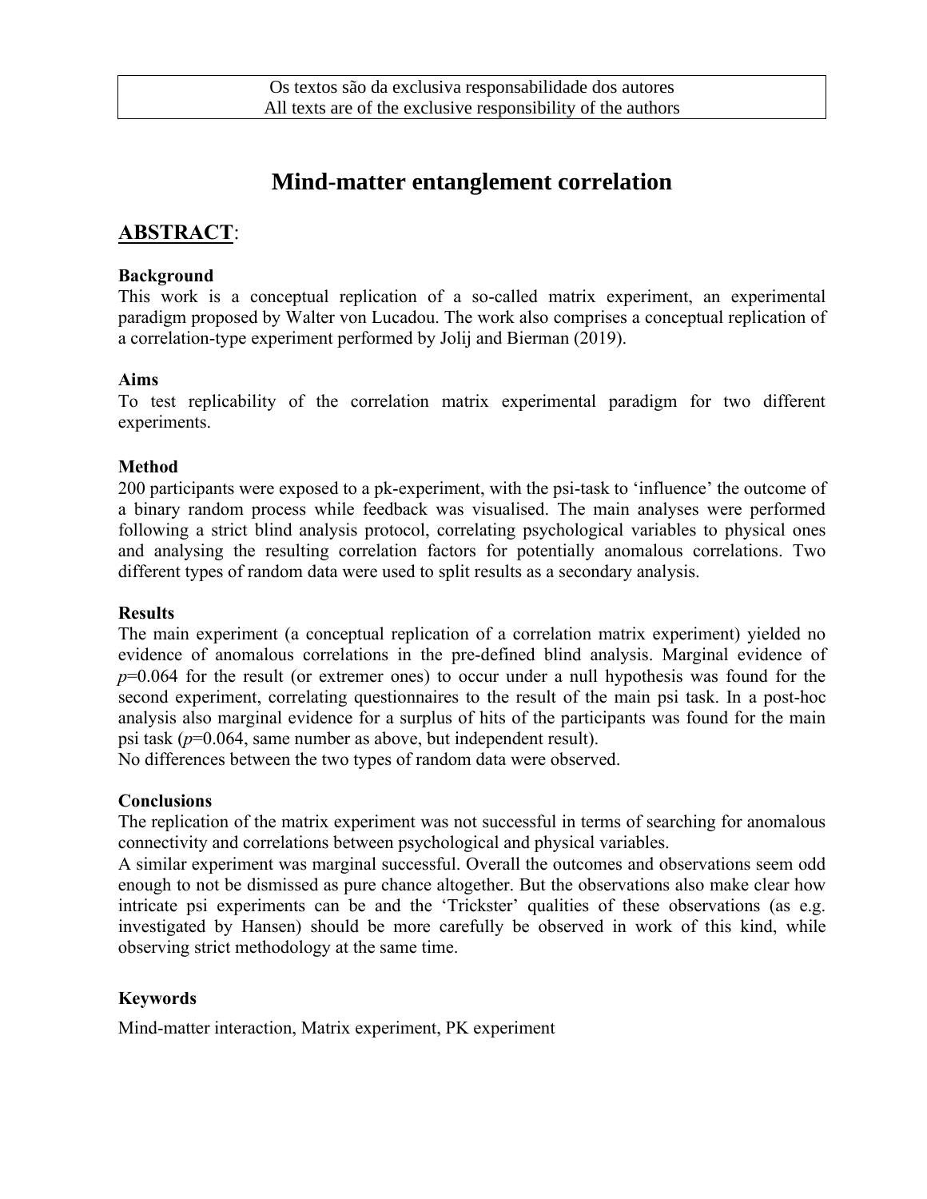Os textos são da exclusiva responsabilidade dos autores
All texts are of the exclusive responsibility of the authors

# Mind-matter entanglement correlation

## ABSTRACT:

**Background**

This work is a conceptual replication of a so-called matrix experiment, an experimental paradigm proposed by Walter von Lucadou. The work also comprises a conceptual replication of a correlation-type experiment performed by Jolij and Bierman (2019).

**Aims**

To test replicability of the correlation matrix experimental paradigm for two different experiments.

**Method**

200 participants were exposed to a pk-experiment, with the psi-task to 'influence' the outcome of a binary random process while feedback was visualised. The main analyses were performed following a strict blind analysis protocol, correlating psychological variables to physical ones and analysing the resulting correlation factors for potentially anomalous correlations. Two different types of random data were used to split results as a secondary analysis.

**Results**

The main experiment (a conceptual replication of a correlation matrix experiment) yielded no evidence of anomalous correlations in the pre-defined blind analysis. Marginal evidence of $p$=0.064 for the result (or extremer ones) to occur under a null hypothesis was found for the second experiment, correlating questionnaires to the result of the main psi task. In a post-hoc analysis also marginal evidence for a surplus of hits of the participants was found for the main psi task ($p$=0.064, same number as above, but independent result).
No differences between the two types of random data were observed.

**Conclusions**

The replication of the matrix experiment was not successful in terms of searching for anomalous connectivity and correlations between psychological and physical variables.
A similar experiment was marginal successful. Overall the outcomes and observations seem odd enough to not be dismissed as pure chance altogether. But the observations also make clear how intricate psi experiments can be and the 'Trickster' qualities of these observations (as e.g. investigated by Hansen) should be more carefully be observed in work of this kind, while observing strict methodology at the same time.

**Keywords**

Mind-matter interaction, Matrix experiment, PK experiment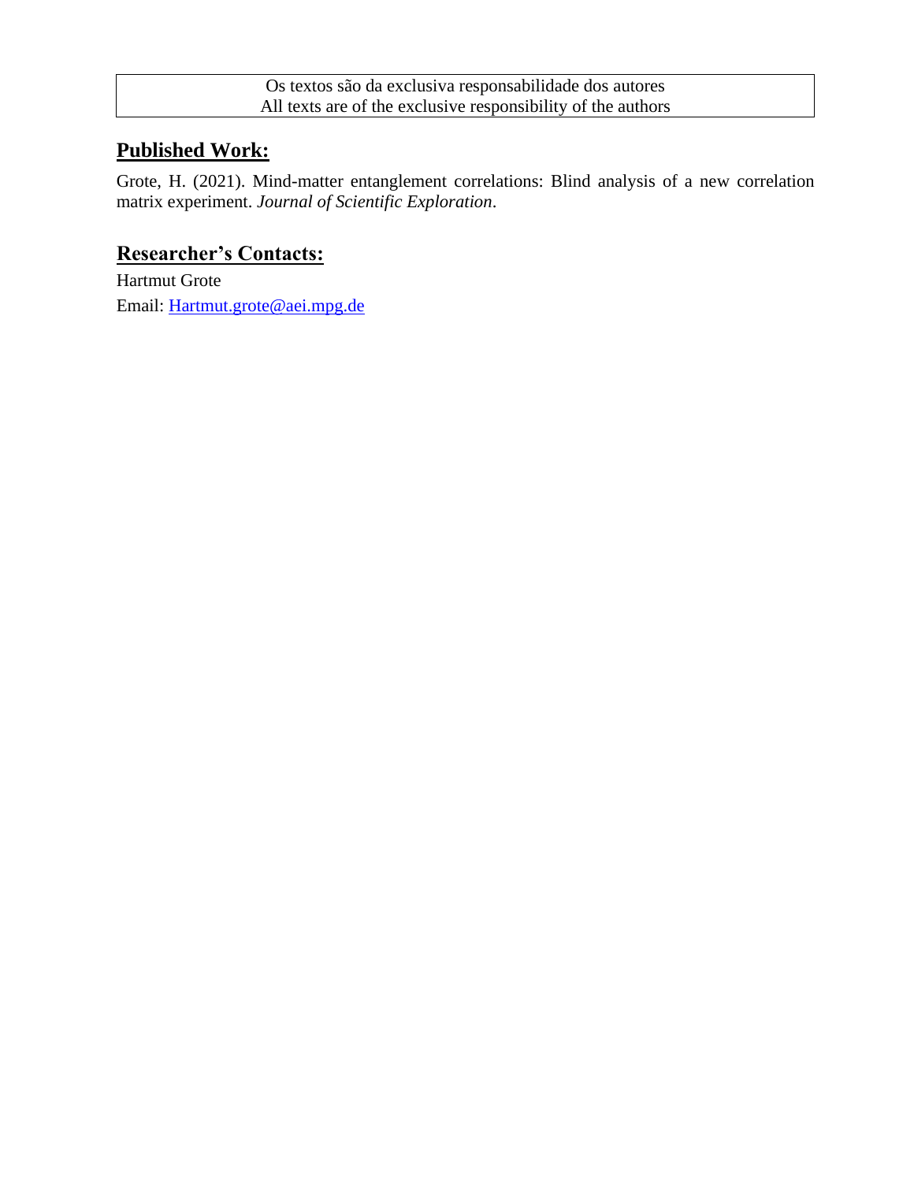Os textos são da exclusiva responsabilidade dos autores
All texts are of the exclusive responsibility of the authors

## Published Work:

Grote, H. (2021). Mind-matter entanglement correlations: Blind analysis of a new correlation matrix experiment. *Journal of Scientific Exploration*.

## Researcher's Contacts:

Hartmut Grote

Email: Hartmut.grote@aei.mpg.de